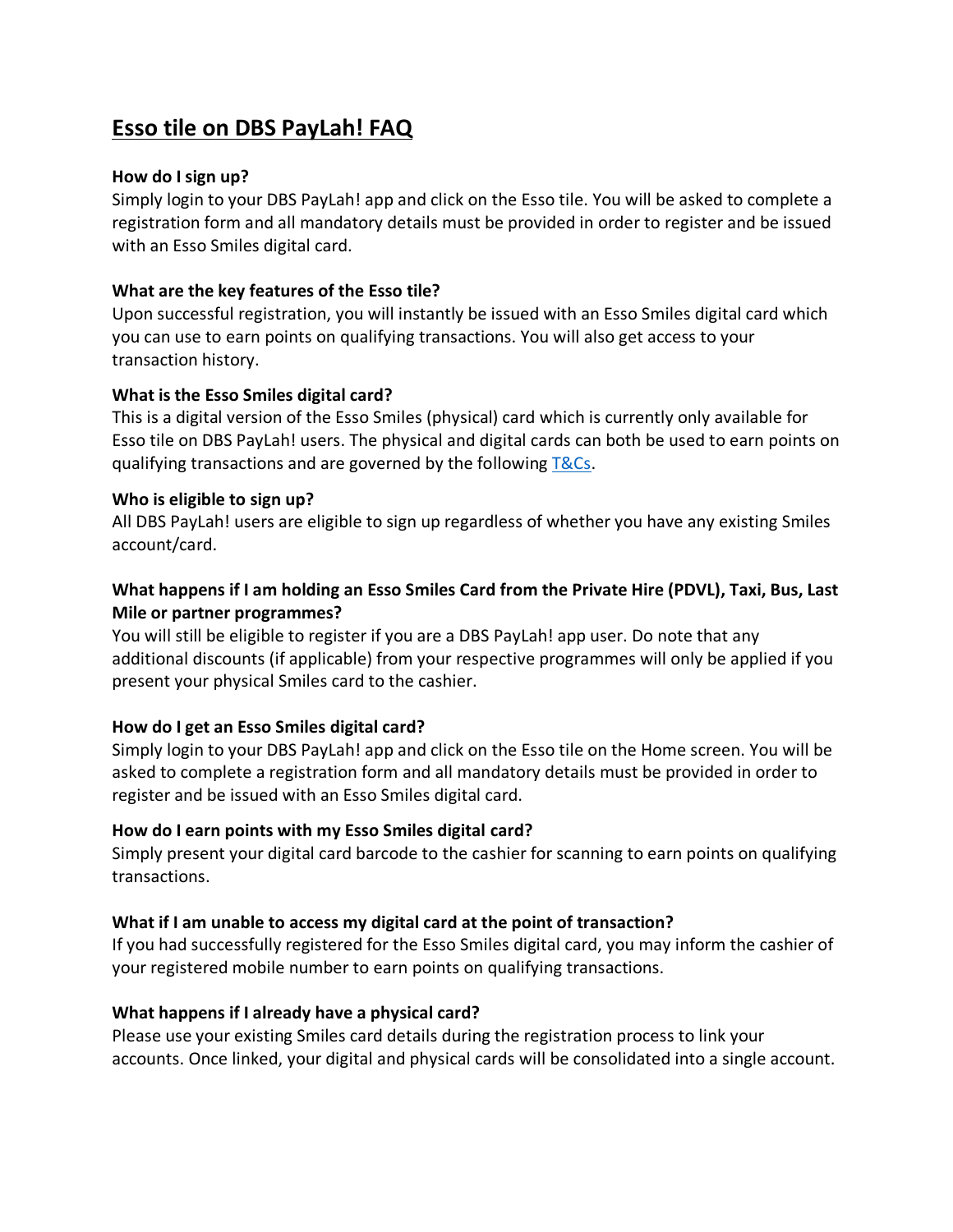# Esso tile on DBS PayLah! FAQ

**How do I sign up?**

Simply login to your DBS PayLah! app and click on the Esso tile. You will be asked to complete a registration form and all mandatory details must be provided in order to register and be issued with an Esso Smiles digital card.

**What are the key features of the Esso tile?**

Upon successful registration, you will instantly be issued with an Esso Smiles digital card which you can use to earn points on qualifying transactions. You will also get access to your transaction history.

**What is the Esso Smiles digital card?**

This is a digital version of the Esso Smiles (physical) card which is currently only available for Esso tile on DBS PayLah! users. The physical and digital cards can both be used to earn points on qualifying transactions and are governed by the following T&Cs.

**Who is eligible to sign up?**

All DBS PayLah! users are eligible to sign up regardless of whether you have any existing Smiles account/card.

**What happens if I am holding an Esso Smiles Card from the Private Hire (PDVL), Taxi, Bus, Last Mile or partner programmes?**

You will still be eligible to register if you are a DBS PayLah! app user. Do note that any additional discounts (if applicable) from your respective programmes will only be applied if you present your physical Smiles card to the cashier.

**How do I get an Esso Smiles digital card?**

Simply login to your DBS PayLah! app and click on the Esso tile on the Home screen. You will be asked to complete a registration form and all mandatory details must be provided in order to register and be issued with an Esso Smiles digital card.

**How do I earn points with my Esso Smiles digital card?**

Simply present your digital card barcode to the cashier for scanning to earn points on qualifying transactions.

**What if I am unable to access my digital card at the point of transaction?**

If you had successfully registered for the Esso Smiles digital card, you may inform the cashier of your registered mobile number to earn points on qualifying transactions.

**What happens if I already have a physical card?**

Please use your existing Smiles card details during the registration process to link your accounts. Once linked, your digital and physical cards will be consolidated into a single account.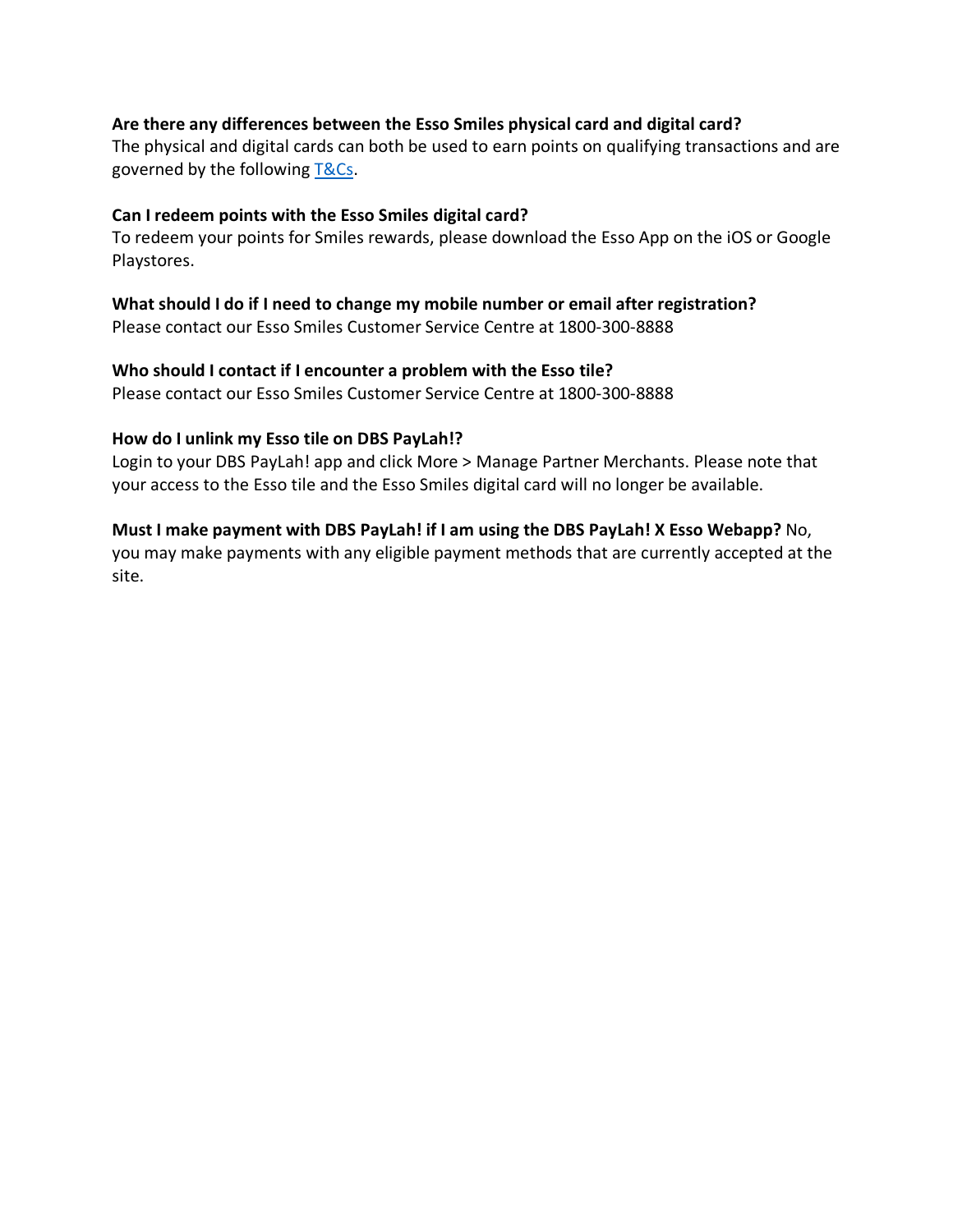**Are there any differences between the Esso Smiles physical card and digital card?**
The physical and digital cards can both be used to earn points on qualifying transactions and are governed by the following T&Cs.

**Can I redeem points with the Esso Smiles digital card?**
To redeem your points for Smiles rewards, please download the Esso App on the iOS or Google Playstores.

**What should I do if I need to change my mobile number or email after registration?**
Please contact our Esso Smiles Customer Service Centre at 1800-300-8888

**Who should I contact if I encounter a problem with the Esso tile?**
Please contact our Esso Smiles Customer Service Centre at 1800-300-8888

**How do I unlink my Esso tile on DBS PayLah!?**
Login to your DBS PayLah! app and click More > Manage Partner Merchants. Please note that your access to the Esso tile and the Esso Smiles digital card will no longer be available.

**Must I make payment with DBS PayLah! if I am using the DBS PayLah! X Esso Webapp?** No, you may make payments with any eligible payment methods that are currently accepted at the site.